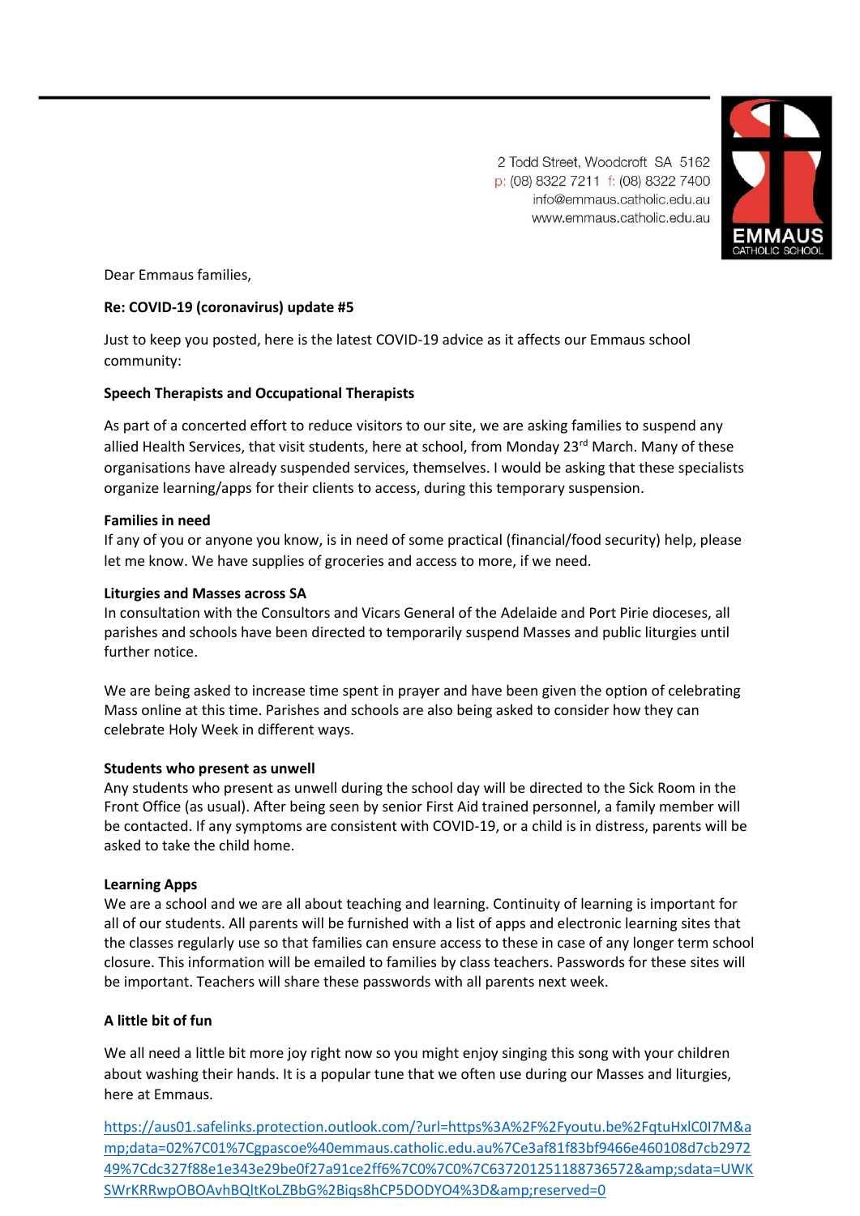2 Todd Street, Woodcroft SA 5162
p: (08) 8322 7211 f: (08) 8322 7400
info@emmaus.catholic.edu.au
www.emmaus.catholic.edu.au

EMMAUS
CATHOLIC SCHOOL

Dear Emmaus families,

**Re: COVID-19 (coronavirus) update #5**

Just to keep you posted, here is the latest COVID-19 advice as it affects our Emmaus school community:

**Speech Therapists and Occupational Therapists**

As part of a concerted effort to reduce visitors to our site, we are asking families to suspend any allied Health Services, that visit students, here at school, from Monday 23rd March. Many of these organisations have already suspended services, themselves. I would be asking that these specialists organize learning/apps for their clients to access, during this temporary suspension.

**Families in need**

If any of you or anyone you know, is in need of some practical (financial/food security) help, please let me know. We have supplies of groceries and access to more, if we need.

**Liturgies and Masses across SA**

In consultation with the Consultors and Vicars General of the Adelaide and Port Pirie dioceses, all parishes and schools have been directed to temporarily suspend Masses and public liturgies until further notice.

We are being asked to increase time spent in prayer and have been given the option of celebrating Mass online at this time. Parishes and schools are also being asked to consider how they can celebrate Holy Week in different ways.

**Students who present as unwell**

Any students who present as unwell during the school day will be directed to the Sick Room in the Front Office (as usual). After being seen by senior First Aid trained personnel, a family member will be contacted. If any symptoms are consistent with COVID-19, or a child is in distress, parents will be asked to take the child home.

**Learning Apps**

We are a school and we are all about teaching and learning. Continuity of learning is important for all of our students. All parents will be furnished with a list of apps and electronic learning sites that the classes regularly use so that families can ensure access to these in case of any longer term school closure. This information will be emailed to families by class teachers. Passwords for these sites will be important. Teachers will share these passwords with all parents next week.

**A little bit of fun**

We all need a little bit more joy right now so you might enjoy singing this song with your children about washing their hands. It is a popular tune that we often use during our Masses and liturgies, here at Emmaus.

https://aus01.safelinks.protection.outlook.com/?url=https%3A%2F%2Fyoutu.be%2FqtuHxlC0I7M&amp;data=02%7C01%7Cgpascoe%40emmaus.catholic.edu.au%7Ce3af81f83bf9466e460108d7cb297249%7Cdc327f88e1e343e29be0f27a91ce2ff6%7C0%7C0%7C637201251188736572&amp;sdata=UWKSWrKRRwpOBOAvhBQltKoLZBbG%2Biqs8hCP5DODYO4%3D&amp;reserved=0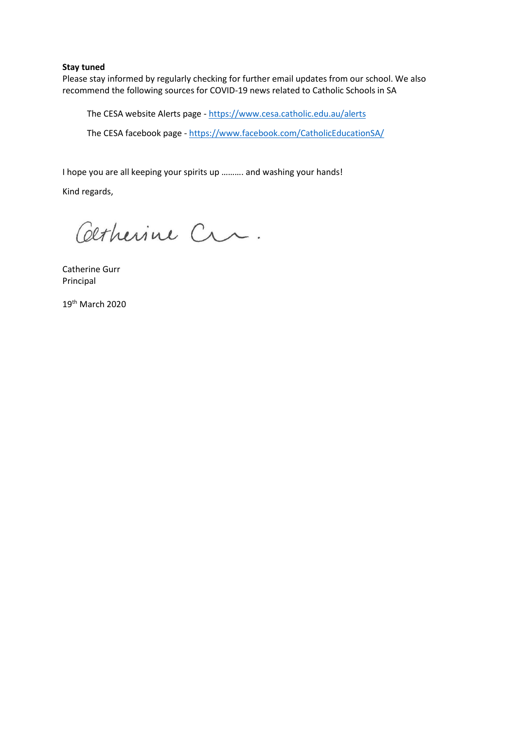**Stay tuned**

Please stay informed by regularly checking for further email updates from our school. We also recommend the following sources for COVID-19 news related to Catholic Schools in SA

The CESA website Alerts page - https://www.cesa.catholic.edu.au/alerts

The CESA facebook page - https://www.facebook.com/CatholicEducationSA/

I hope you are all keeping your spirits up ………. and washing your hands!

Kind regards,

Catherine Gurr
Principal

19th March 2020